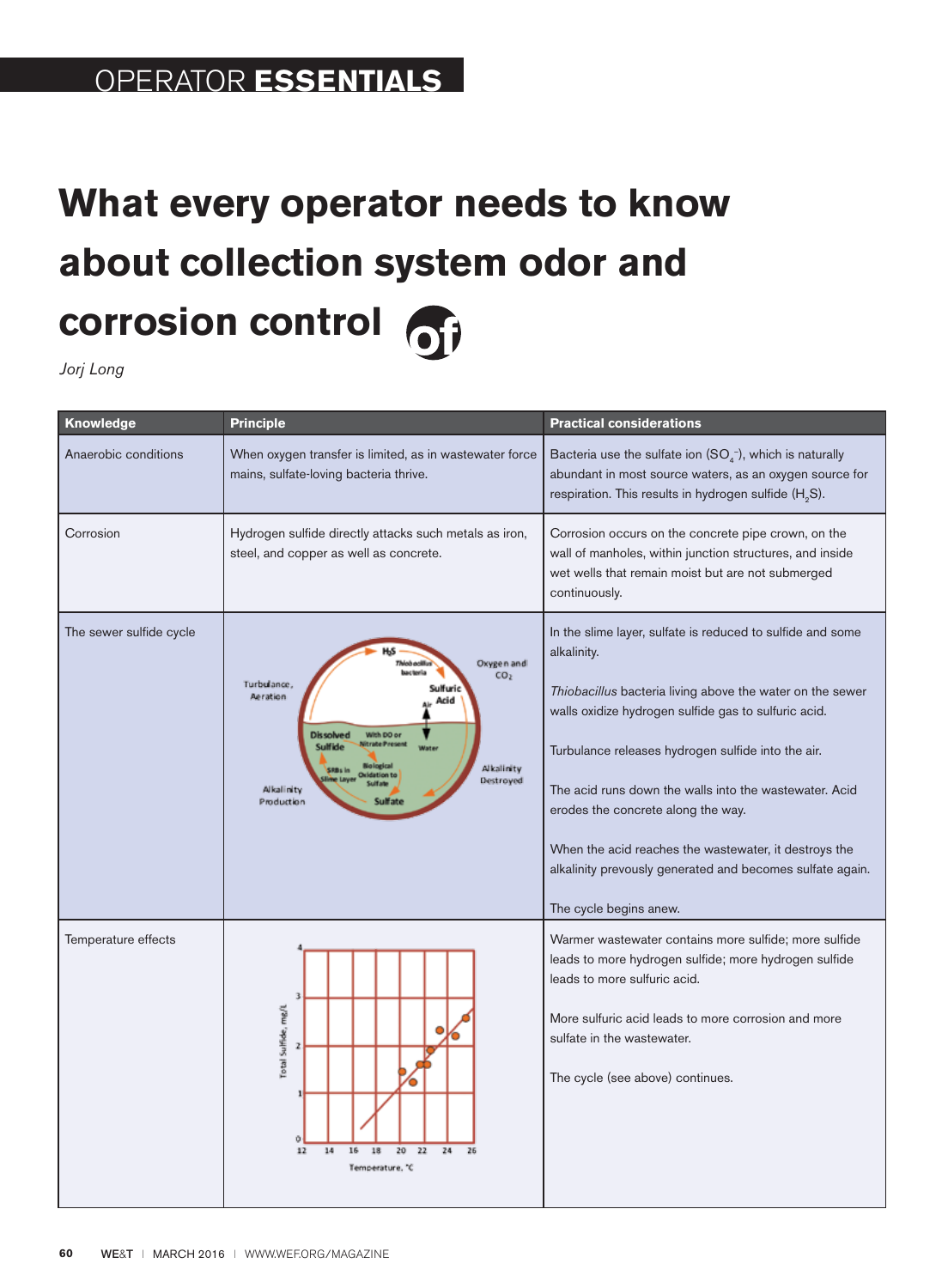OPERATOR **ESSENTIALS**

# What every operator needs to know about collection system odor and corrosion control

*Jorj Long*

| Knowledge | Principle | Practical considerations |
|---|---|---|
| Anaerobic conditions | When oxygen transfer is limited, as in wastewater force mains, sulfate-loving bacteria thrive. | Bacteria use the sulfate ion ($SO_4^-$), which is naturally abundant in most source waters, as an oxygen source for respiration. This results in hydrogen sulfide ($H_2S$). |
| Corrosion | Hydrogen sulfide directly attacks such metals as iron, steel, and copper as well as concrete. | Corrosion occurs on the concrete pipe crown, on the wall of manholes, within junction structures, and inside wet wells that remain moist but are not submerged continuously. |
| The sewer sulfide cycle | | In the slime layer, sulfate is reduced to sulfide and some alkalinity. *Thiobacillus* bacteria living above the water on the sewer walls oxidize hydrogen sulfide gas to sulfuric acid. Turbulance releases hydrogen sulfide into the air. The acid runs down the walls into the wastewater. Acid erodes the concrete along the way. When the acid reaches the wastewater, it destroys the alkalinity prevously generated and becomes sulfate again. The cycle begins anew. |
| Temperature effects | | Warmer wastewater contains more sulfide; more sulfide leads to more hydrogen sulfide; more hydrogen sulfide leads to more sulfuric acid. More sulfuric acid leads to more corrosion and more sulfate in the wastewater. The cycle (see above) continues. |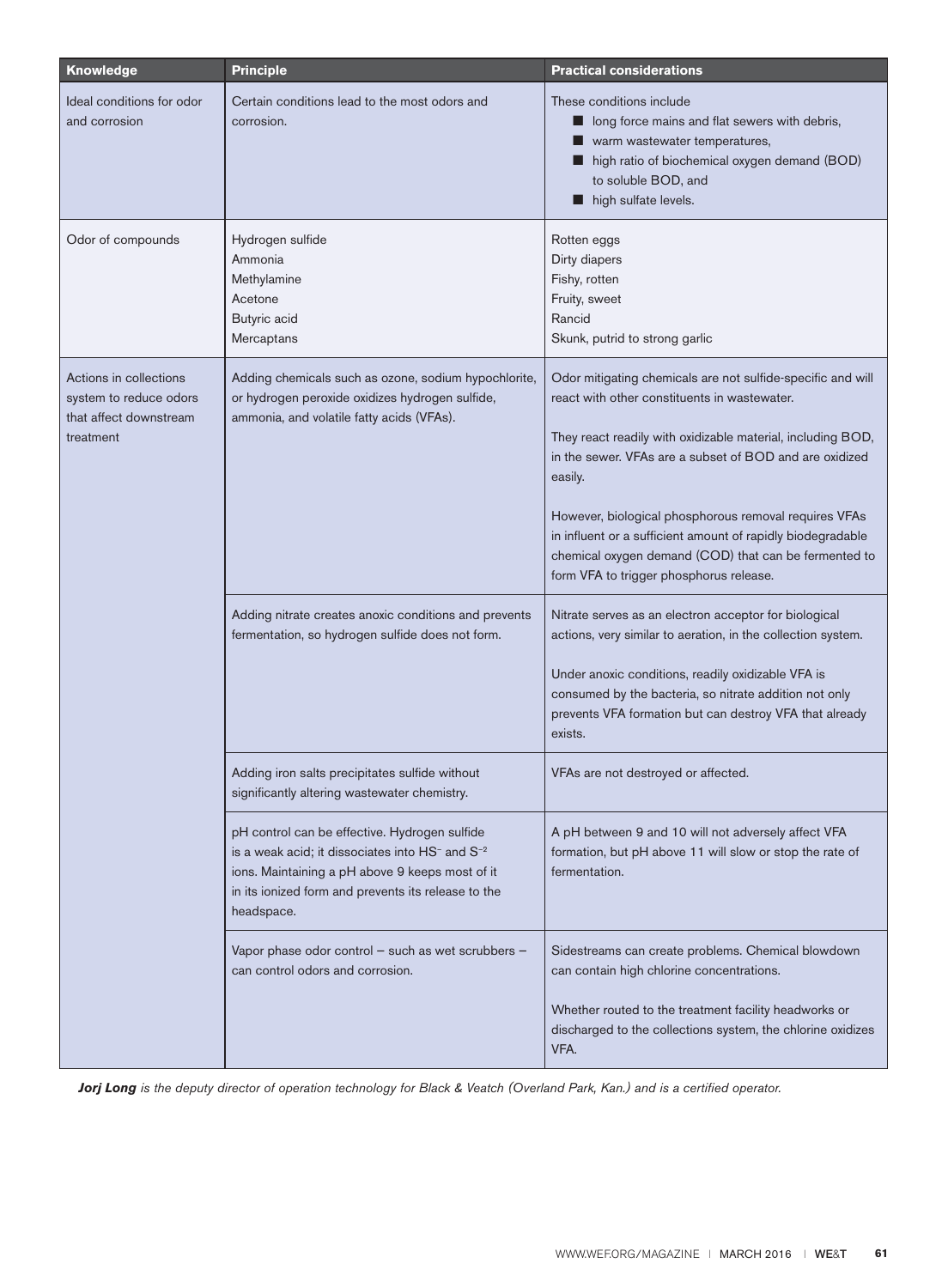| Knowledge | Principle | Practical considerations |
|---|---|---|
| Ideal conditions for odor and corrosion | Certain conditions lead to the most odors and corrosion. | These conditions include<br>■ long force mains and flat sewers with debris,<br>■ warm wastewater temperatures,<br>■ high ratio of biochemical oxygen demand (BOD) to soluble BOD, and<br>■ high sulfate levels. |
| Odor of compounds | Hydrogen sulfide<br>Ammonia<br>Methylamine<br>Acetone<br>Butyric acid<br>Mercaptans | Rotten eggs<br>Dirty diapers<br>Fishy, rotten<br>Fruity, sweet<br>Rancid<br>Skunk, putrid to strong garlic |
| Actions in collections system to reduce odors that affect downstream treatment | Adding chemicals such as ozone, sodium hypochlorite, or hydrogen peroxide oxidizes hydrogen sulfide, ammonia, and volatile fatty acids (VFAs). | Odor mitigating chemicals are not sulfide-specific and will react with other constituents in wastewater.<br><br>They react readily with oxidizable material, including BOD, in the sewer. VFAs are a subset of BOD and are oxidized easily.<br><br>However, biological phosphorous removal requires VFAs in influent or a sufficient amount of rapidly biodegradable chemical oxygen demand (COD) that can be fermented to form VFA to trigger phosphorus release. |
| | Adding nitrate creates anoxic conditions and prevents fermentation, so hydrogen sulfide does not form. | Nitrate serves as an electron acceptor for biological actions, very similar to aeration, in the collection system.<br><br>Under anoxic conditions, readily oxidizable VFA is consumed by the bacteria, so nitrate addition not only prevents VFA formation but can destroy VFA that already exists. |
| | Adding iron salts precipitates sulfide without significantly altering wastewater chemistry. | VFAs are not destroyed or affected. |
| | pH control can be effective. Hydrogen sulfide is a weak acid; it dissociates into $HS^-$ and $S^{-2}$ ions. Maintaining a pH above 9 keeps most of it in its ionized form and prevents its release to the headspace. | A pH between 9 and 10 will not adversely affect VFA formation, but pH above 11 will slow or stop the rate of fermentation. |
| | Vapor phase odor control – such as wet scrubbers – can control odors and corrosion. | Sidestreams can create problems. Chemical blowdown can contain high chlorine concentrations.<br><br>Whether routed to the treatment facility headworks or discharged to the collections system, the chlorine oxidizes VFA. |

***Jorj Long*** *is the deputy director of operation technology for Black & Veatch (Overland Park, Kan.) and is a certified operator.*